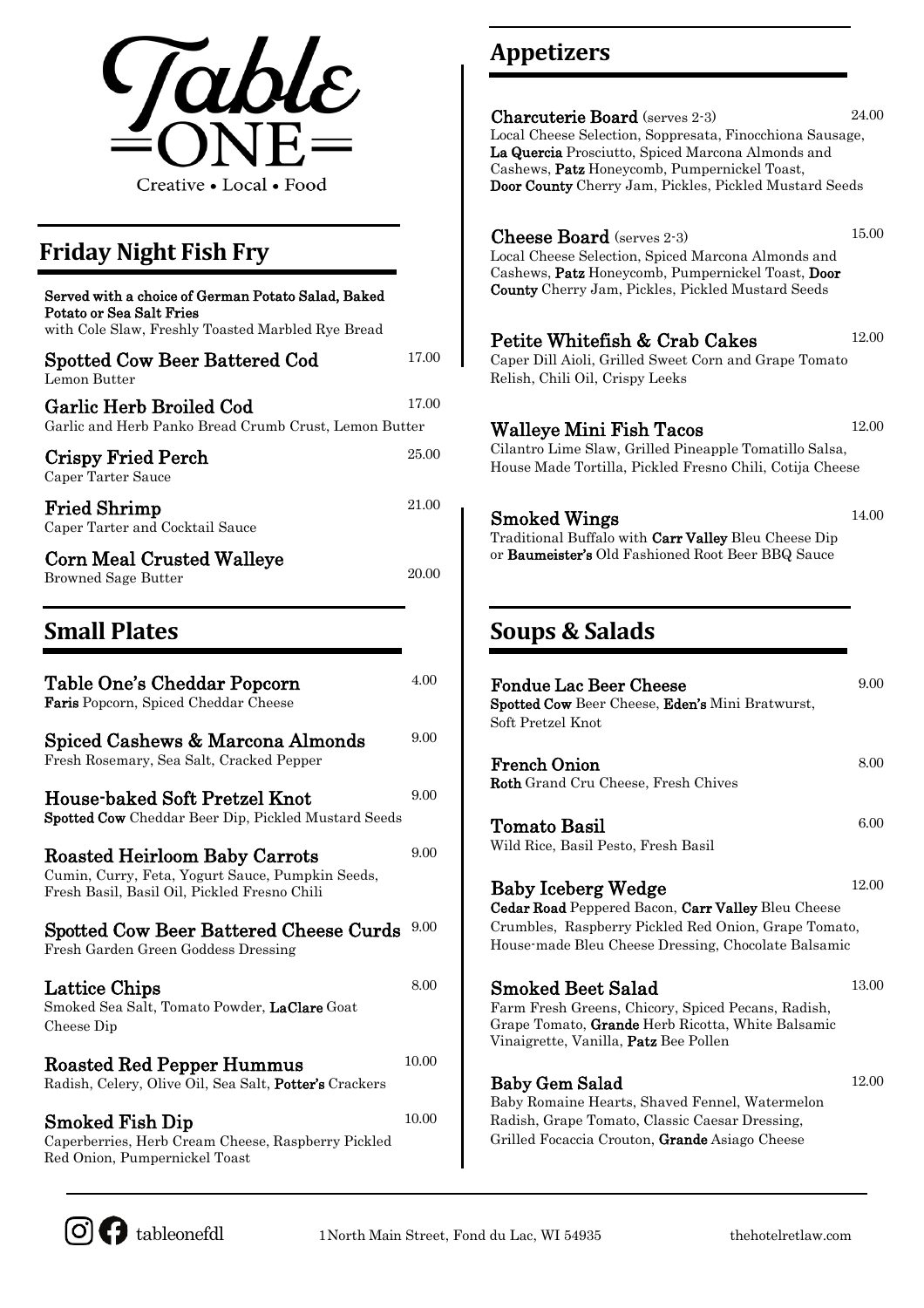# Table ONE

Creative • Local • Food

## Friday Night Fish Fry

**Served with a choice of German Potato Salad, Baked Potato or Sea Salt Fries**
with Cole Slaw, Freshly Toasted Marbled Rye Bread

**Spotted Cow Beer Battered Cod** 17.00
Lemon Butter

**Garlic Herb Broiled Cod** 17.00
Garlic and Herb Panko Bread Crumb Crust, Lemon Butter

**Crispy Fried Perch** 25.00
Caper Tarter Sauce

**Fried Shrimp** 21.00
Caper Tarter and Cocktail Sauce

**Corn Meal Crusted Walleye** 20.00
Browned Sage Butter

## Small Plates

**Table One's Cheddar Popcorn** 4.00
**Faris** Popcorn, Spiced Cheddar Cheese

**Spiced Cashews & Marcona Almonds** 9.00
Fresh Rosemary, Sea Salt, Cracked Pepper

**House-baked Soft Pretzel Knot** 9.00
**Spotted Cow** Cheddar Beer Dip, Pickled Mustard Seeds

**Roasted Heirloom Baby Carrots** 9.00
Cumin, Curry, Feta, Yogurt Sauce, Pumpkin Seeds, Fresh Basil, Basil Oil, Pickled Fresno Chili

**Spotted Cow Beer Battered Cheese Curds** 9.00
Fresh Garden Green Goddess Dressing

**Lattice Chips** 8.00
Smoked Sea Salt, Tomato Powder, **LaClare** Goat Cheese Dip

**Roasted Red Pepper Hummus** 10.00
Radish, Celery, Olive Oil, Sea Salt, **Potter's** Crackers

**Smoked Fish Dip** 10.00
Caperberries, Herb Cream Cheese, Raspberry Pickled Red Onion, Pumpernickel Toast

## Appetizers

**Charcuterie Board** (serves 2-3) 24.00
Local Cheese Selection, Soppresata, Finocchiona Sausage, **La Quercia** Prosciutto, Spiced Marcona Almonds and Cashews, **Patz** Honeycomb, Pumpernickel Toast, **Door County** Cherry Jam, Pickles, Pickled Mustard Seeds

**Cheese Board** (serves 2-3) 15.00
Local Cheese Selection, Spiced Marcona Almonds and Cashews, **Patz** Honeycomb, Pumpernickel Toast, **Door County** Cherry Jam, Pickles, Pickled Mustard Seeds

**Petite Whitefish & Crab Cakes** 12.00
Caper Dill Aioli, Grilled Sweet Corn and Grape Tomato Relish, Chili Oil, Crispy Leeks

**Walleye Mini Fish Tacos** 12.00
Cilantro Lime Slaw, Grilled Pineapple Tomatillo Salsa, House Made Tortilla, Pickled Fresno Chili, Cotija Cheese

**Smoked Wings** 14.00
Traditional Buffalo with **Carr Valley** Bleu Cheese Dip or **Baumeister's** Old Fashioned Root Beer BBQ Sauce

## Soups & Salads

**Fondue Lac Beer Cheese** 9.00
**Spotted Cow** Beer Cheese, **Eden's** Mini Bratwurst, Soft Pretzel Knot

**French Onion** 8.00
**Roth** Grand Cru Cheese, Fresh Chives

**Tomato Basil** 6.00
Wild Rice, Basil Pesto, Fresh Basil

**Baby Iceberg Wedge** 12.00
**Cedar Road** Peppered Bacon, **Carr Valley** Bleu Cheese Crumbles, Raspberry Pickled Red Onion, Grape Tomato, House-made Bleu Cheese Dressing, Chocolate Balsamic

**Smoked Beet Salad** 13.00
Farm Fresh Greens, Chicory, Spiced Pecans, Radish, Grape Tomato, **Grande** Herb Ricotta, White Balsamic Vinaigrette, Vanilla, **Patz** Bee Pollen

**Baby Gem Salad** 12.00
Baby Romaine Hearts, Shaved Fennel, Watermelon Radish, Grape Tomato, Classic Caesar Dressing, Grilled Focaccia Crouton, **Grande** Asiago Cheese

tableonefdl 1 North Main Street, Fond du Lac, WI 54935 thehotelretlaw.com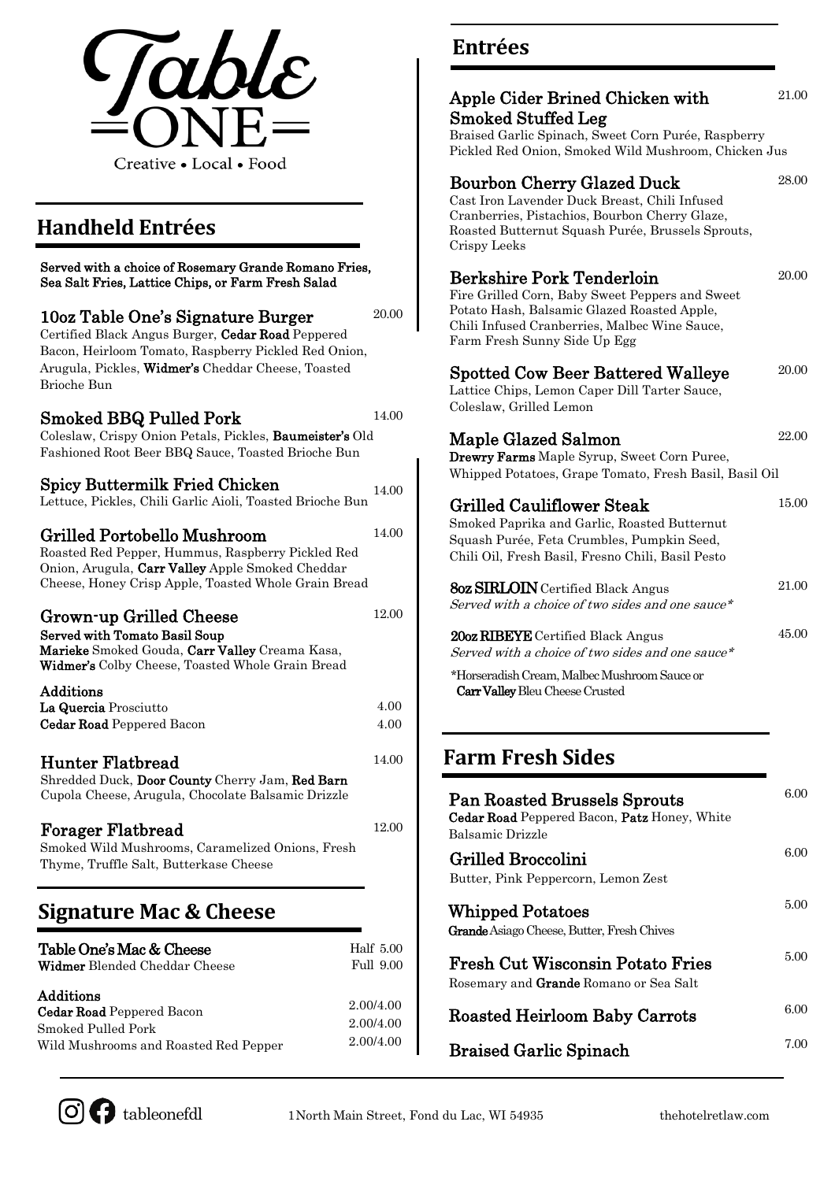# Table ONE

Creative • Local • Food

## Handheld Entrées

**Served with a choice of Rosemary Grande Romano Fries, Sea Salt Fries, Lattice Chips, or Farm Fresh Salad**

### 10oz Table One's Signature Burger — 20.00
Certified Black Angus Burger, **Cedar Road** Peppered Bacon, Heirloom Tomato, Raspberry Pickled Red Onion, Arugula, Pickles, **Widmer's** Cheddar Cheese, Toasted Brioche Bun

### Smoked BBQ Pulled Pork — 14.00
Coleslaw, Crispy Onion Petals, Pickles, **Baumeister's** Old Fashioned Root Beer BBQ Sauce, Toasted Brioche Bun

### Spicy Buttermilk Fried Chicken — 14.00
Lettuce, Pickles, Chili Garlic Aioli, Toasted Brioche Bun

### Grilled Portobello Mushroom — 14.00
Roasted Red Pepper, Hummus, Raspberry Pickled Red Onion, Arugula, **Carr Valley** Apple Smoked Cheddar Cheese, Honey Crisp Apple, Toasted Whole Grain Bread

### Grown-up Grilled Cheese — 12.00
**Served with Tomato Basil Soup**
**Marieke** Smoked Gouda, **Carr Valley** Creama Kasa, **Widmer's** Colby Cheese, Toasted Whole Grain Bread

**Additions**
- **La Quercia** Prosciutto — 4.00
- **Cedar Road** Peppered Bacon — 4.00

### Hunter Flatbread — 14.00
Shredded Duck, **Door County** Cherry Jam, **Red Barn** Cupola Cheese, Arugula, Chocolate Balsamic Drizzle

### Forager Flatbread — 12.00
Smoked Wild Mushrooms, Caramelized Onions, Fresh Thyme, Truffle Salt, Butterkase Cheese

## Signature Mac & Cheese

### Table One's Mac & Cheese — Half 5.00 / Full 9.00
**Widmer** Blended Cheddar Cheese

**Additions**
- **Cedar Road** Peppered Bacon — 2.00/4.00
- Smoked Pulled Pork — 2.00/4.00
- Wild Mushrooms and Roasted Red Pepper — 2.00/4.00

## Entrées

### Apple Cider Brined Chicken with Smoked Stuffed Leg — 21.00
Braised Garlic Spinach, Sweet Corn Purée, Raspberry Pickled Red Onion, Smoked Wild Mushroom, Chicken Jus

### Bourbon Cherry Glazed Duck — 28.00
Cast Iron Lavender Duck Breast, Chili Infused Cranberries, Pistachios, Bourbon Cherry Glaze, Roasted Butternut Squash Purée, Brussels Sprouts, Crispy Leeks

### Berkshire Pork Tenderloin — 20.00
Fire Grilled Corn, Baby Sweet Peppers and Sweet Potato Hash, Balsamic Glazed Roasted Apple, Chili Infused Cranberries, Malbec Wine Sauce, Farm Fresh Sunny Side Up Egg

### Spotted Cow Beer Battered Walleye — 20.00
Lattice Chips, Lemon Caper Dill Tarter Sauce, Coleslaw, Grilled Lemon

### Maple Glazed Salmon — 22.00
**Drewry Farms** Maple Syrup, Sweet Corn Puree, Whipped Potatoes, Grape Tomato, Fresh Basil, Basil Oil

### Grilled Cauliflower Steak — 15.00
Smoked Paprika and Garlic, Roasted Butternut Squash Purée, Feta Crumbles, Pumpkin Seed, Chili Oil, Fresh Basil, Fresno Chili, Basil Pesto

**8oz SIRLOIN** Certified Black Angus — 21.00
*Served with a choice of two sides and one sauce**

**20oz RIBEYE** Certified Black Angus — 45.00
*Served with a choice of two sides and one sauce**

*Horseradish Cream, Malbec Mushroom Sauce or **Carr Valley** Bleu Cheese Crusted

## Farm Fresh Sides

### Pan Roasted Brussels Sprouts — 6.00
**Cedar Road** Peppered Bacon, **Patz** Honey, White Balsamic Drizzle

### Grilled Broccolini — 6.00
Butter, Pink Peppercorn, Lemon Zest

### Whipped Potatoes — 5.00
**Grande** Asiago Cheese, Butter, Fresh Chives

### Fresh Cut Wisconsin Potato Fries — 5.00
Rosemary and **Grande** Romano or Sea Salt

### Roasted Heirloom Baby Carrots — 6.00

### Braised Garlic Spinach — 7.00

tableonefdl — 1 North Main Street, Fond du Lac, WI 54935 — thehotelretlaw.com